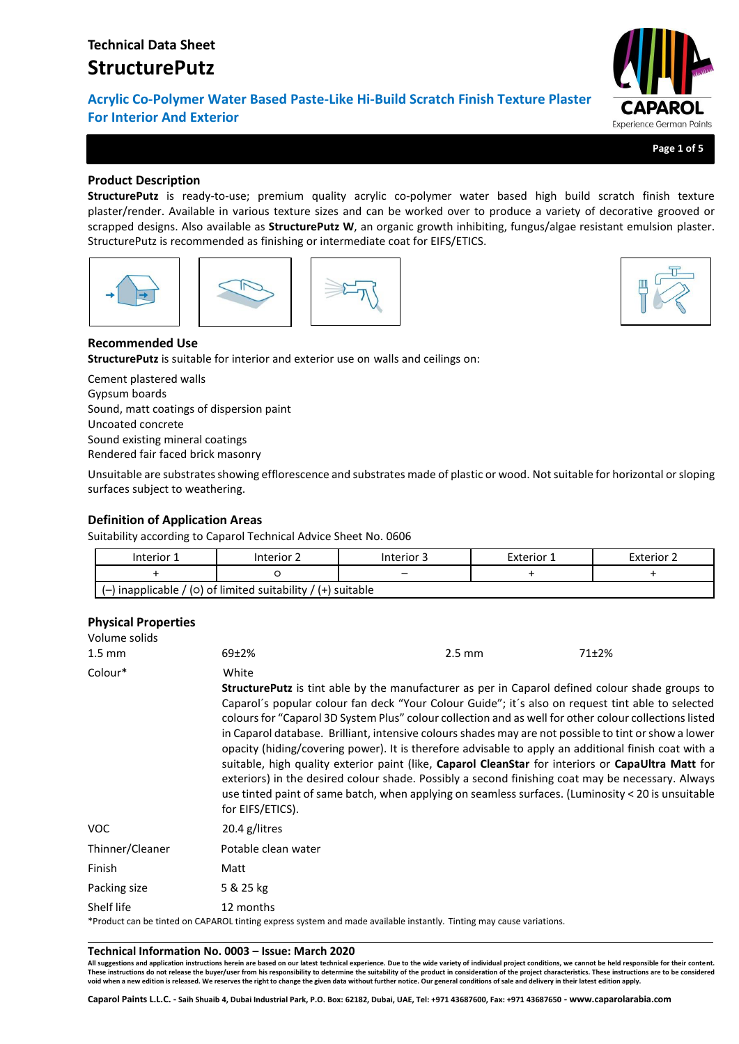# Technical Data Sheet

# StructurePutz

## Acrylic Co-Polymer Water Based Paste-Like Hi-Build Scratch Finish Texture Plaster For Interior And Exterior

### Product Description

**StructurePutz** is ready-to-use; premium quality acrylic co-polymer water based high build scratch finish texture plaster/render. Available in various texture sizes and can be worked over to produce a variety of decorative grooved or scrapped designs. Also available as **StructurePutz W**, an organic growth inhibiting, fungus/algae resistant emulsion plaster. StructurePutz is recommended as finishing or intermediate coat for EIFS/ETICS.

### Recommended Use

**StructurePutz** is suitable for interior and exterior use on walls and ceilings on:

Cement plastered walls
Gypsum boards
Sound, matt coatings of dispersion paint
Uncoated concrete
Sound existing mineral coatings
Rendered fair faced brick masonry

Unsuitable are substrates showing efflorescence and substrates made of plastic or wood. Not suitable for horizontal or sloping surfaces subject to weathering.

### Definition of Application Areas

Suitability according to Caparol Technical Advice Sheet No. 0606

| Interior 1 | Interior 2 | Interior 3 | Exterior 1 | Exterior 2 |
|---|---|---|---|---|
| + | o | – | + | + |
| (–) inapplicable / (o) of limited suitability / (+) suitable | | | | |

### Physical Properties

| | | | |
|---|---|---|---|
| Volume solids | | | |
| 1.5 mm | 69±2% | 2.5 mm | 71±2% |

**Colour*** White

**StructurePutz** is tint able by the manufacturer as per in Caparol defined colour shade groups to Caparol´s popular colour fan deck "Your Colour Guide"; it´s also on request tint able to selected colours for "Caparol 3D System Plus" colour collection and as well for other colour collections listed in Caparol database. Brilliant, intensive colours shades may are not possible to tint or show a lower opacity (hiding/covering power). It is therefore advisable to apply an additional finish coat with a suitable, high quality exterior paint (like, **Caparol CleanStar** for interiors or **CapaUltra Matt** for exteriors) in the desired colour shade. Possibly a second finishing coat may be necessary. Always use tinted paint of same batch, when applying on seamless surfaces. (Luminosity < 20 is unsuitable for EIFS/ETICS).

| | |
|---|---|
| VOC | 20.4 g/litres |
| Thinner/Cleaner | Potable clean water |
| Finish | Matt |
| Packing size | 5 & 25 kg |
| Shelf life | 12 months |

*Product can be tinted on CAPAROL tinting express system and made available instantly. Tinting may cause variations.

**Technical Information No. 0003 – Issue: March 2020**

**All suggestions and application instructions herein are based on our latest technical experience. Due to the wide variety of individual project conditions, we cannot be held responsible for their content. These instructions do not release the buyer/user from his responsibility to determine the suitability of the product in consideration of the project characteristics. These instructions are to be considered void when a new edition is released. We reserves the right to change the given data without further notice. Our general conditions of sale and delivery in their latest edition apply.**

**Caparol Paints L.L.C. - Saih Shuaib 4, Dubai Industrial Park, P.O. Box: 62182, Dubai, UAE, Tel: +971 43687600, Fax: +971 43687650 - www.caparolarabia.com**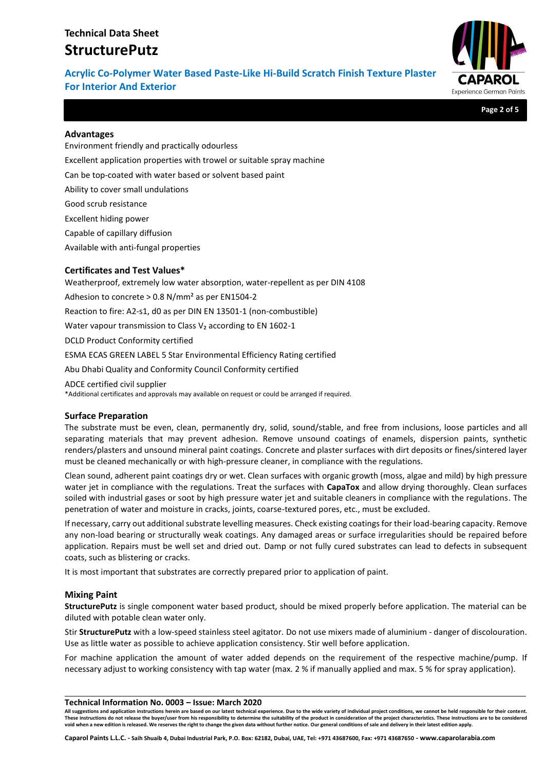## Advantages

Environment friendly and practically odourless

Excellent application properties with trowel or suitable spray machine

Can be top-coated with water based or solvent based paint

Ability to cover small undulations

Good scrub resistance

Excellent hiding power

Capable of capillary diffusion

Available with anti-fungal properties

## Certificates and Test Values*

Weatherproof, extremely low water absorption, water-repellent as per DIN 4108

Adhesion to concrete > 0.8 N/mm² as per EN1504-2

Reaction to fire: A2-s1, d0 as per DIN EN 13501-1 (non-combustible)

Water vapour transmission to Class $V_2$ according to EN 1602-1

DCLD Product Conformity certified

ESMA ECAS GREEN LABEL 5 Star Environmental Efficiency Rating certified

Abu Dhabi Quality and Conformity Council Conformity certified

ADCE certified civil supplier

*Additional certificates and approvals may available on request or could be arranged if required.

## Surface Preparation

The substrate must be even, clean, permanently dry, solid, sound/stable, and free from inclusions, loose particles and all separating materials that may prevent adhesion. Remove unsound coatings of enamels, dispersion paints, synthetic renders/plasters and unsound mineral paint coatings. Concrete and plaster surfaces with dirt deposits or fines/sintered layer must be cleaned mechanically or with high-pressure cleaner, in compliance with the regulations.

Clean sound, adherent paint coatings dry or wet. Clean surfaces with organic growth (moss, algae and mild) by high pressure water jet in compliance with the regulations. Treat the surfaces with **CapaTox** and allow drying thoroughly. Clean surfaces soiled with industrial gases or soot by high pressure water jet and suitable cleaners in compliance with the regulations. The penetration of water and moisture in cracks, joints, coarse-textured pores, etc., must be excluded.

If necessary, carry out additional substrate levelling measures. Check existing coatings for their load-bearing capacity. Remove any non-load bearing or structurally weak coatings. Any damaged areas or surface irregularities should be repaired before application. Repairs must be well set and dried out. Damp or not fully cured substrates can lead to defects in subsequent coats, such as blistering or cracks.

It is most important that substrates are correctly prepared prior to application of paint.

## Mixing Paint

**StructurePutz** is single component water based product, should be mixed properly before application. The material can be diluted with potable clean water only.

Stir **StructurePutz** with a low-speed stainless steel agitator. Do not use mixers made of aluminium - danger of discolouration. Use as little water as possible to achieve application consistency. Stir well before application.

For machine application the amount of water added depends on the requirement of the respective machine/pump. If necessary adjust to working consistency with tap water (max. 2 % if manually applied and max. 5 % for spray application).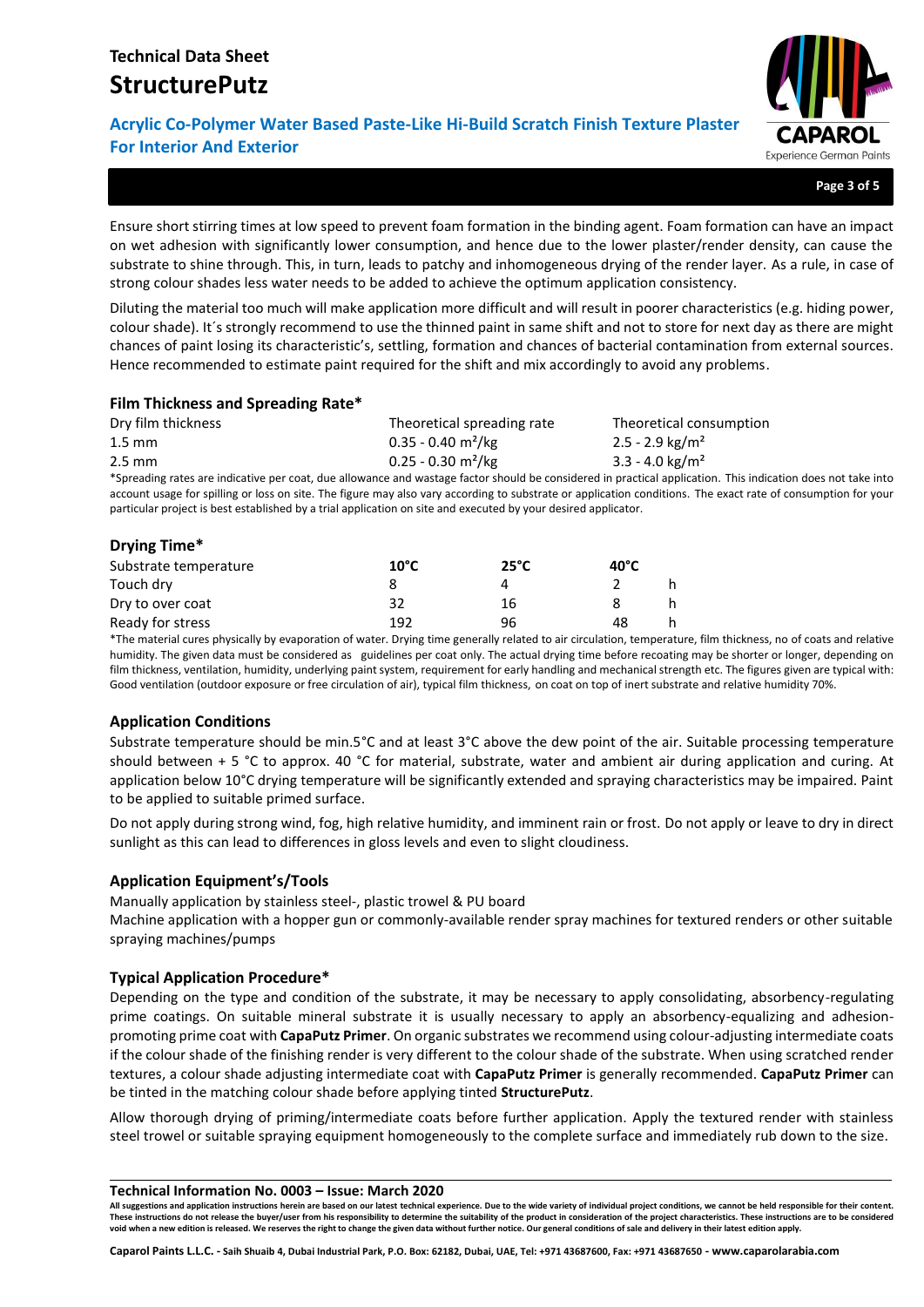Ensure short stirring times at low speed to prevent foam formation in the binding agent. Foam formation can have an impact on wet adhesion with significantly lower consumption, and hence due to the lower plaster/render density, can cause the substrate to shine through. This, in turn, leads to patchy and inhomogeneous drying of the render layer. As a rule, in case of strong colour shades less water needs to be added to achieve the optimum application consistency.

Diluting the material too much will make application more difficult and will result in poorer characteristics (e.g. hiding power, colour shade). It´s strongly recommend to use the thinned paint in same shift and not to store for next day as there are might chances of paint losing its characteristic's, settling, formation and chances of bacterial contamination from external sources. Hence recommended to estimate paint required for the shift and mix accordingly to avoid any problems.

### Film Thickness and Spreading Rate*

| Dry film thickness | Theoretical spreading rate | Theoretical consumption |
|---|---|---|
| 1.5 mm | 0.35 - 0.40 m²/kg | 2.5 - 2.9 kg/m² |
| 2.5 mm | 0.25 - 0.30 m²/kg | 3.3 - 4.0 kg/m² |

*Spreading rates are indicative per coat, due allowance and wastage factor should be considered in practical application. This indication does not take into account usage for spilling or loss on site. The figure may also vary according to substrate or application conditions. The exact rate of consumption for your particular project is best established by a trial application on site and executed by your desired applicator.

### Drying Time*

| Substrate temperature | 10°C | 25°C | 40°C | |
|---|---|---|---|---|
| Touch dry | 8 | 4 | 2 | h |
| Dry to over coat | 32 | 16 | 8 | h |
| Ready for stress | 192 | 96 | 48 | h |

*The material cures physically by evaporation of water. Drying time generally related to air circulation, temperature, film thickness, no of coats and relative humidity. The given data must be considered as guidelines per coat only. The actual drying time before recoating may be shorter or longer, depending on film thickness, ventilation, humidity, underlying paint system, requirement for early handling and mechanical strength etc. The figures given are typical with: Good ventilation (outdoor exposure or free circulation of air), typical film thickness, on coat on top of inert substrate and relative humidity 70%.

### Application Conditions

Substrate temperature should be min.5°C and at least 3°C above the dew point of the air. Suitable processing temperature should between + 5 °C to approx. 40 °C for material, substrate, water and ambient air during application and curing. At application below 10°C drying temperature will be significantly extended and spraying characteristics may be impaired. Paint to be applied to suitable primed surface.

Do not apply during strong wind, fog, high relative humidity, and imminent rain or frost. Do not apply or leave to dry in direct sunlight as this can lead to differences in gloss levels and even to slight cloudiness.

### Application Equipment's/Tools

Manually application by stainless steel-, plastic trowel & PU board
Machine application with a hopper gun or commonly-available render spray machines for textured renders or other suitable spraying machines/pumps

### Typical Application Procedure*

Depending on the type and condition of the substrate, it may be necessary to apply consolidating, absorbency-regulating prime coatings. On suitable mineral substrate it is usually necessary to apply an absorbency-equalizing and adhesion-promoting prime coat with **CapaPutz Primer**. On organic substrates we recommend using colour-adjusting intermediate coats if the colour shade of the finishing render is very different to the colour shade of the substrate. When using scratched render textures, a colour shade adjusting intermediate coat with **CapaPutz Primer** is generally recommended. **CapaPutz Primer** can be tinted in the matching colour shade before applying tinted **StructurePutz**.

Allow thorough drying of priming/intermediate coats before further application. Apply the textured render with stainless steel trowel or suitable spraying equipment homogeneously to the complete surface and immediately rub down to the size.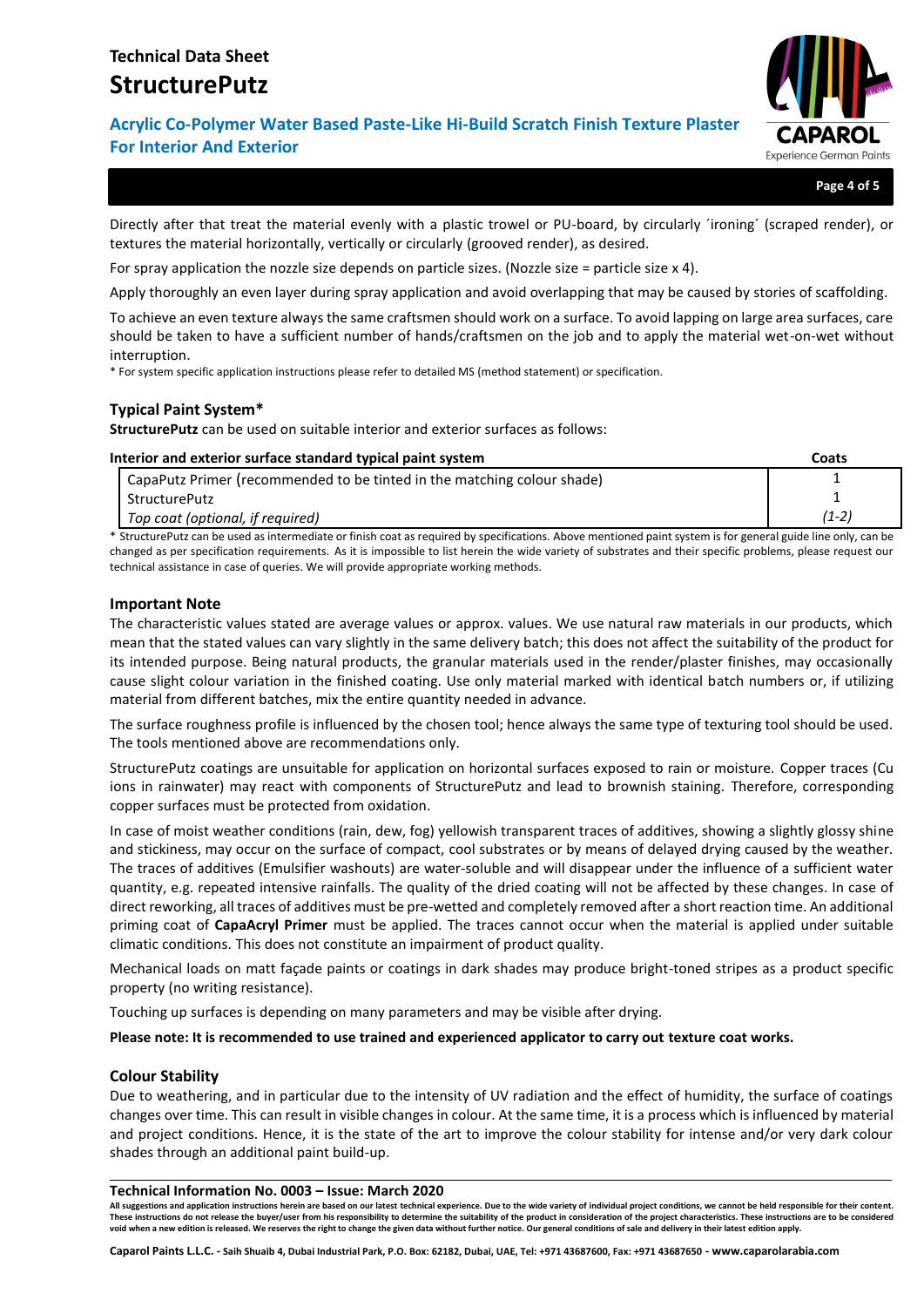Directly after that treat the material evenly with a plastic trowel or PU-board, by circularly ´ironing´ (scraped render), or textures the material horizontally, vertically or circularly (grooved render), as desired.

For spray application the nozzle size depends on particle sizes. (Nozzle size = particle size x 4).

Apply thoroughly an even layer during spray application and avoid overlapping that may be caused by stories of scaffolding.

To achieve an even texture always the same craftsmen should work on a surface. To avoid lapping on large area surfaces, care should be taken to have a sufficient number of hands/craftsmen on the job and to apply the material wet-on-wet without interruption.

* For system specific application instructions please refer to detailed MS (method statement) or specification.

## Typical Paint System*

**StructurePutz** can be used on suitable interior and exterior surfaces as follows:

| Interior and exterior surface standard typical paint system | Coats |
|---|---|
| CapaPutz Primer (recommended to be tinted in the matching colour shade) | 1 |
| StructurePutz | 1 |
| *Top coat (optional, if required)* | *(1-2)* |

* StructurePutz can be used as intermediate or finish coat as required by specifications. Above mentioned paint system is for general guide line only, can be changed as per specification requirements. As it is impossible to list herein the wide variety of substrates and their specific problems, please request our technical assistance in case of queries. We will provide appropriate working methods.

## Important Note

The characteristic values stated are average values or approx. values. We use natural raw materials in our products, which mean that the stated values can vary slightly in the same delivery batch; this does not affect the suitability of the product for its intended purpose. Being natural products, the granular materials used in the render/plaster finishes, may occasionally cause slight colour variation in the finished coating. Use only material marked with identical batch numbers or, if utilizing material from different batches, mix the entire quantity needed in advance.

The surface roughness profile is influenced by the chosen tool; hence always the same type of texturing tool should be used. The tools mentioned above are recommendations only.

StructurePutz coatings are unsuitable for application on horizontal surfaces exposed to rain or moisture. Copper traces (Cu ions in rainwater) may react with components of StructurePutz and lead to brownish staining. Therefore, corresponding copper surfaces must be protected from oxidation.

In case of moist weather conditions (rain, dew, fog) yellowish transparent traces of additives, showing a slightly glossy shine and stickiness, may occur on the surface of compact, cool substrates or by means of delayed drying caused by the weather. The traces of additives (Emulsifier washouts) are water-soluble and will disappear under the influence of a sufficient water quantity, e.g. repeated intensive rainfalls. The quality of the dried coating will not be affected by these changes. In case of direct reworking, all traces of additives must be pre-wetted and completely removed after a short reaction time. An additional priming coat of **CapaAcryl Primer** must be applied. The traces cannot occur when the material is applied under suitable climatic conditions. This does not constitute an impairment of product quality.

Mechanical loads on matt façade paints or coatings in dark shades may produce bright-toned stripes as a product specific property (no writing resistance).

Touching up surfaces is depending on many parameters and may be visible after drying.

**Please note: It is recommended to use trained and experienced applicator to carry out texture coat works.**

## Colour Stability

Due to weathering, and in particular due to the intensity of UV radiation and the effect of humidity, the surface of coatings changes over time. This can result in visible changes in colour. At the same time, it is a process which is influenced by material and project conditions. Hence, it is the state of the art to improve the colour stability for intense and/or very dark colour shades through an additional paint build-up.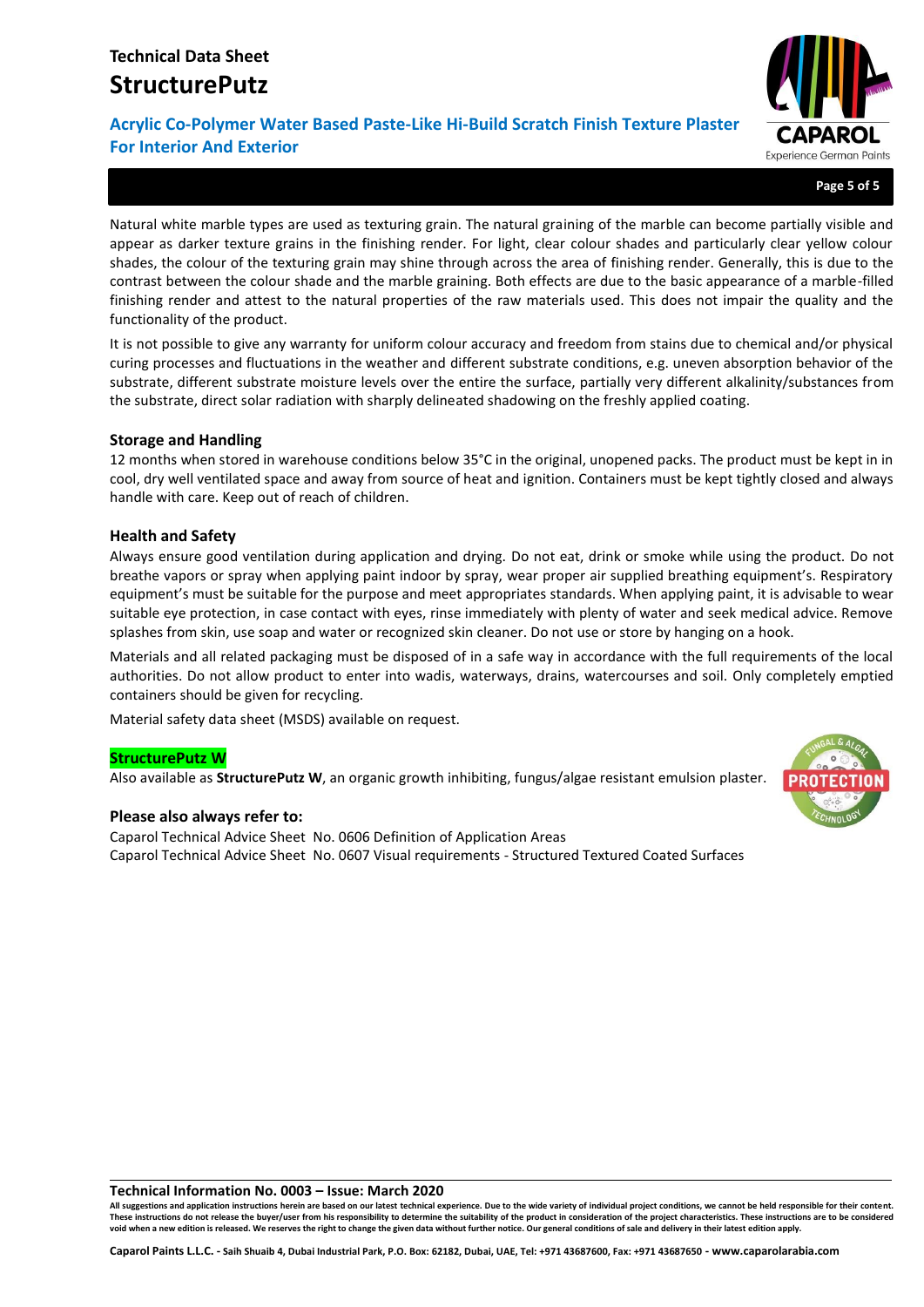Natural white marble types are used as texturing grain. The natural graining of the marble can become partially visible and appear as darker texture grains in the finishing render. For light, clear colour shades and particularly clear yellow colour shades, the colour of the texturing grain may shine through across the area of finishing render. Generally, this is due to the contrast between the colour shade and the marble graining. Both effects are due to the basic appearance of a marble-filled finishing render and attest to the natural properties of the raw materials used. This does not impair the quality and the functionality of the product.

It is not possible to give any warranty for uniform colour accuracy and freedom from stains due to chemical and/or physical curing processes and fluctuations in the weather and different substrate conditions, e.g. uneven absorption behavior of the substrate, different substrate moisture levels over the entire the surface, partially very different alkalinity/substances from the substrate, direct solar radiation with sharply delineated shadowing on the freshly applied coating.

### Storage and Handling

12 months when stored in warehouse conditions below 35°C in the original, unopened packs. The product must be kept in in cool, dry well ventilated space and away from source of heat and ignition. Containers must be kept tightly closed and always handle with care. Keep out of reach of children.

### Health and Safety

Always ensure good ventilation during application and drying. Do not eat, drink or smoke while using the product. Do not breathe vapors or spray when applying paint indoor by spray, wear proper air supplied breathing equipment's. Respiratory equipment's must be suitable for the purpose and meet appropriates standards. When applying paint, it is advisable to wear suitable eye protection, in case contact with eyes, rinse immediately with plenty of water and seek medical advice. Remove splashes from skin, use soap and water or recognized skin cleaner. Do not use or store by hanging on a hook.

Materials and all related packaging must be disposed of in a safe way in accordance with the full requirements of the local authorities. Do not allow product to enter into wadis, waterways, drains, watercourses and soil. Only completely emptied containers should be given for recycling.

Material safety data sheet (MSDS) available on request.

**StructurePutz W**

Also available as **StructurePutz W**, an organic growth inhibiting, fungus/algae resistant emulsion plaster.

### Please also always refer to:

Caparol Technical Advice Sheet No. 0606 Definition of Application Areas
Caparol Technical Advice Sheet No. 0607 Visual requirements - Structured Textured Coated Surfaces

**Technical Information No. 0003 – Issue: March 2020**

**All suggestions and application instructions herein are based on our latest technical experience. Due to the wide variety of individual project conditions, we cannot be held responsible for their content. These instructions do not release the buyer/user from his responsibility to determine the suitability of the product in consideration of the project characteristics. These instructions are to be considered void when a new edition is released. We reserves the right to change the given data without further notice. Our general conditions of sale and delivery in their latest edition apply.**

**Caparol Paints L.L.C. - Saih Shuaib 4, Dubai Industrial Park, P.O. Box: 62182, Dubai, UAE, Tel: +971 43687600, Fax: +971 43687650 - www.caparolarabia.com**